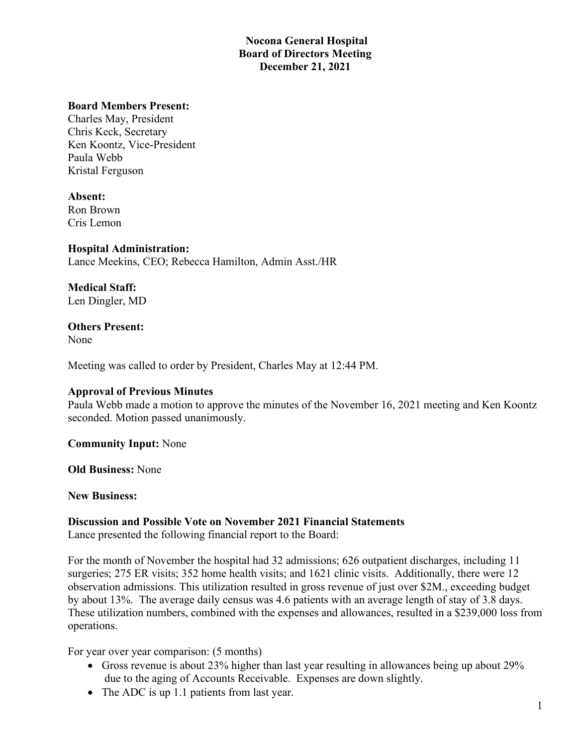# Nocona General Hospital
## Board of Directors Meeting
## December 21, 2021

**Board Members Present:**
Charles May, President
Chris Keck, Secretary
Ken Koontz, Vice-President
Paula Webb
Kristal Ferguson

**Absent:**
Ron Brown
Cris Lemon

**Hospital Administration:**
Lance Meekins, CEO; Rebecca Hamilton, Admin Asst./HR

**Medical Staff:**
Len Dingler, MD

**Others Present:**
None

Meeting was called to order by President, Charles May at 12:44 PM.

**Approval of Previous Minutes**
Paula Webb made a motion to approve the minutes of the November 16, 2021 meeting and Ken Koontz seconded. Motion passed unanimously.

**Community Input:** None

**Old Business:** None

**New Business:**

**Discussion and Possible Vote on November 2021 Financial Statements**
Lance presented the following financial report to the Board:

For the month of November the hospital had 32 admissions; 626 outpatient discharges, including 11 surgeries; 275 ER visits; 352 home health visits; and 1621 clinic visits. Additionally, there were 12 observation admissions. This utilization resulted in gross revenue of just over $2M., exceeding budget by about 13%. The average daily census was 4.6 patients with an average length of stay of 3.8 days. These utilization numbers, combined with the expenses and allowances, resulted in a $239,000 loss from operations.

For year over year comparison: (5 months)

- Gross revenue is about 23% higher than last year resulting in allowances being up about 29% due to the aging of Accounts Receivable. Expenses are down slightly.
- The ADC is up 1.1 patients from last year.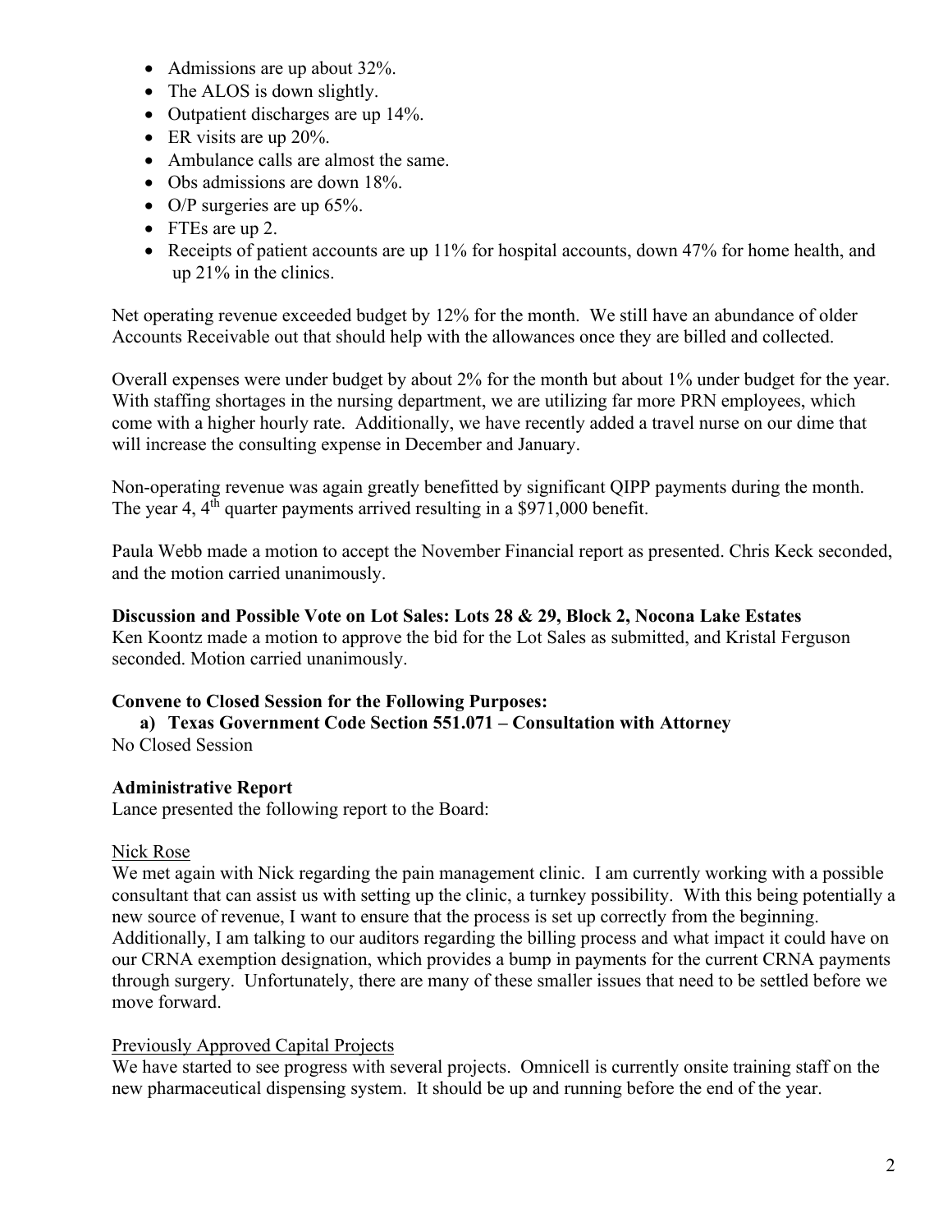- Admissions are up about 32%.
- The ALOS is down slightly.
- Outpatient discharges are up 14%.
- ER visits are up 20%.
- Ambulance calls are almost the same.
- Obs admissions are down 18%.
- O/P surgeries are up 65%.
- FTEs are up 2.
- Receipts of patient accounts are up 11% for hospital accounts, down 47% for home health, and up 21% in the clinics.

Net operating revenue exceeded budget by 12% for the month. We still have an abundance of older Accounts Receivable out that should help with the allowances once they are billed and collected.

Overall expenses were under budget by about 2% for the month but about 1% under budget for the year. With staffing shortages in the nursing department, we are utilizing far more PRN employees, which come with a higher hourly rate. Additionally, we have recently added a travel nurse on our dime that will increase the consulting expense in December and January.

Non-operating revenue was again greatly benefitted by significant QIPP payments during the month. The year 4, 4th quarter payments arrived resulting in a $971,000 benefit.

Paula Webb made a motion to accept the November Financial report as presented. Chris Keck seconded, and the motion carried unanimously.

**Discussion and Possible Vote on Lot Sales: Lots 28 & 29, Block 2, Nocona Lake Estates**
Ken Koontz made a motion to approve the bid for the Lot Sales as submitted, and Kristal Ferguson seconded. Motion carried unanimously.

**Convene to Closed Session for the Following Purposes:**

**a) Texas Government Code Section 551.071 – Consultation with Attorney**

No Closed Session

**Administrative Report**
Lance presented the following report to the Board:

<u>Nick Rose</u>
We met again with Nick regarding the pain management clinic. I am currently working with a possible consultant that can assist us with setting up the clinic, a turnkey possibility. With this being potentially a new source of revenue, I want to ensure that the process is set up correctly from the beginning. Additionally, I am talking to our auditors regarding the billing process and what impact it could have on our CRNA exemption designation, which provides a bump in payments for the current CRNA payments through surgery. Unfortunately, there are many of these smaller issues that need to be settled before we move forward.

<u>Previously Approved Capital Projects</u>
We have started to see progress with several projects. Omnicell is currently onsite training staff on the new pharmaceutical dispensing system. It should be up and running before the end of the year.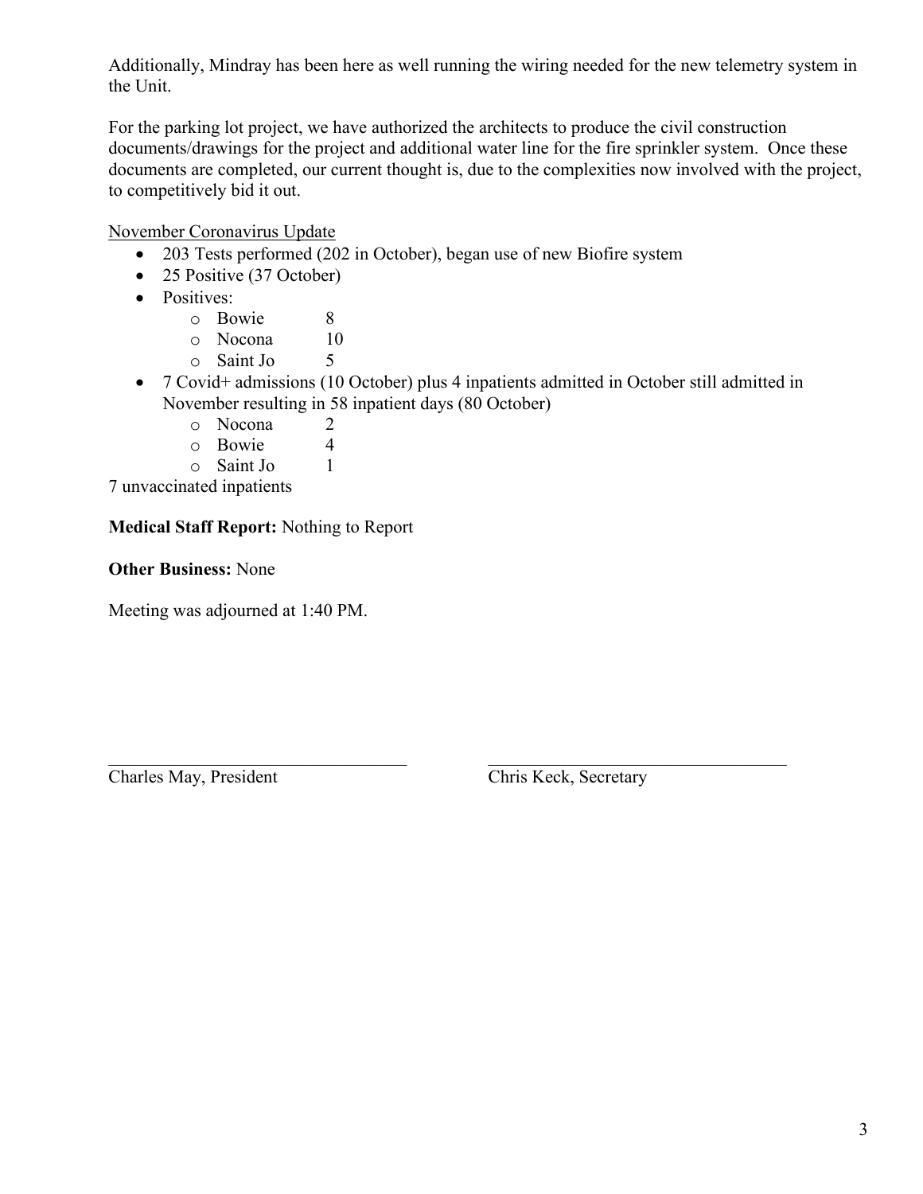Additionally, Mindray has been here as well running the wiring needed for the new telemetry system in the Unit.

For the parking lot project, we have authorized the architects to produce the civil construction documents/drawings for the project and additional water line for the fire sprinkler system. Once these documents are completed, our current thought is, due to the complexities now involved with the project, to competitively bid it out.

<u>November Coronavirus Update</u>

- 203 Tests performed (202 in October), began use of new Biofire system
- 25 Positive (37 October)
- Positives:
    - Bowie 8
    - Nocona 10
    - Saint Jo 5
- 7 Covid+ admissions (10 October) plus 4 inpatients admitted in October still admitted in November resulting in 58 inpatient days (80 October)
    - Nocona 2
    - Bowie 4
    - Saint Jo 1

7 unvaccinated inpatients

**Medical Staff Report:** Nothing to Report

**Other Business:** None

Meeting was adjourned at 1:40 PM.

\_\_\_\_\_\_\_\_\_\_\_\_\_\_\_\_\_\_\_\_\_\_\_\_\_\_\_\_\_\_\_\_\_ \_\_\_\_\_\_\_\_\_\_\_\_\_\_\_\_\_\_\_\_\_\_\_\_\_\_\_\_\_\_\_\_\_

Charles May, President Chris Keck, Secretary